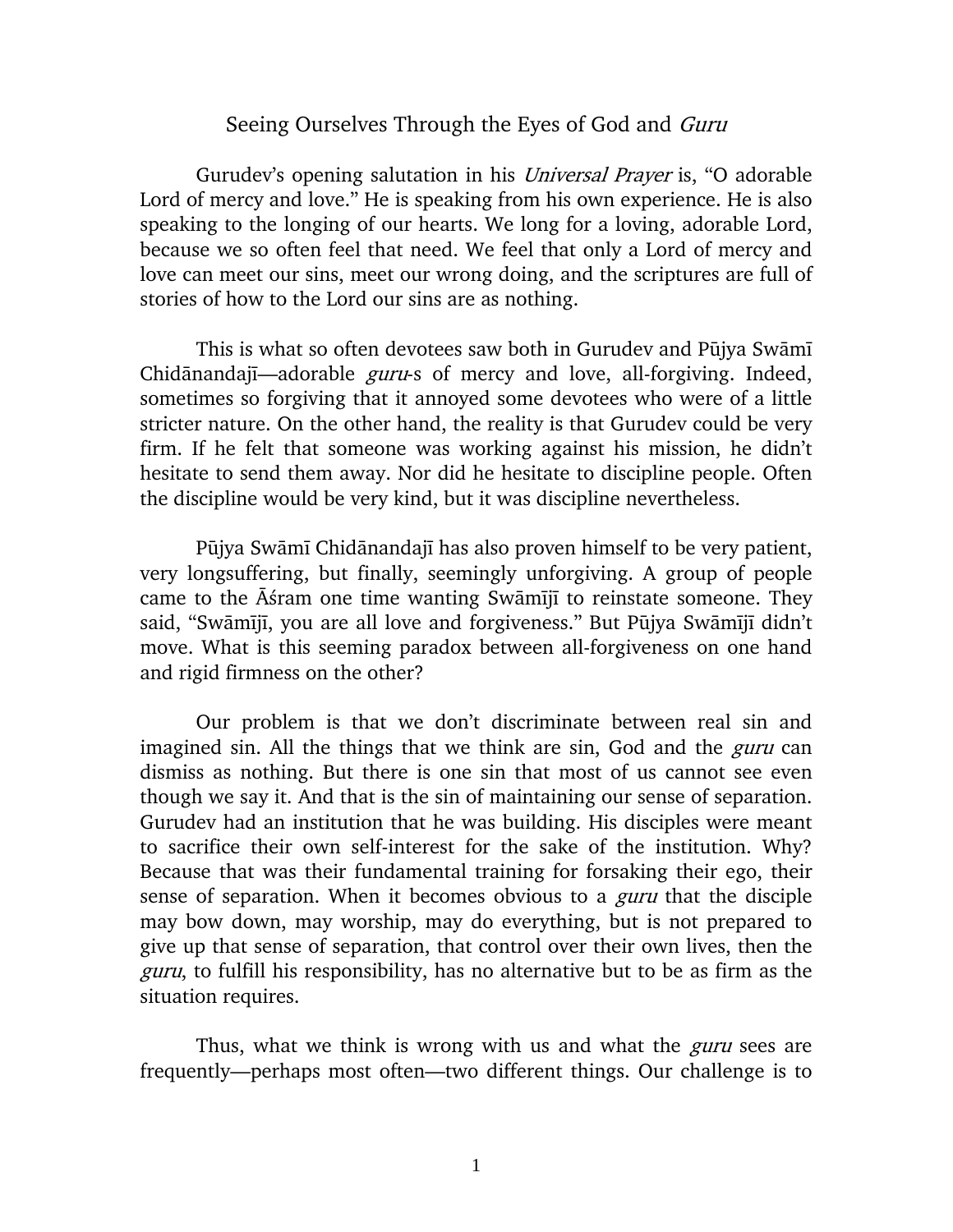# Seeing Ourselves Through the Eyes of God and *Guru*

Gurudev's opening salutation in his *Universal Prayer* is, "O adorable Lord of mercy and love." He is speaking from his own experience. He is also speaking to the longing of our hearts. We long for a loving, adorable Lord, because we so often feel that need. We feel that only a Lord of mercy and love can meet our sins, meet our wrong doing, and the scriptures are full of stories of how to the Lord our sins are as nothing.

This is what so often devotees saw both in Gurudev and Pūjya Swāmī Chidānandajī—adorable *guru*-s of mercy and love, all-forgiving. Indeed, sometimes so forgiving that it annoyed some devotees who were of a little stricter nature. On the other hand, the reality is that Gurudev could be very firm. If he felt that someone was working against his mission, he didn't hesitate to send them away. Nor did he hesitate to discipline people. Often the discipline would be very kind, but it was discipline nevertheless.

Pūjya Swāmī Chidānandajī has also proven himself to be very patient, very longsuffering, but finally, seemingly unforgiving. A group of people came to the Āśram one time wanting Swāmījī to reinstate someone. They said, "Swāmījī, you are all love and forgiveness." But Pūjya Swāmījī didn't move. What is this seeming paradox between all-forgiveness on one hand and rigid firmness on the other?

Our problem is that we don't discriminate between real sin and imagined sin. All the things that we think are sin, God and the *guru* can dismiss as nothing. But there is one sin that most of us cannot see even though we say it. And that is the sin of maintaining our sense of separation. Gurudev had an institution that he was building. His disciples were meant to sacrifice their own self-interest for the sake of the institution. Why? Because that was their fundamental training for forsaking their ego, their sense of separation. When it becomes obvious to a *guru* that the disciple may bow down, may worship, may do everything, but is not prepared to give up that sense of separation, that control over their own lives, then the *guru*, to fulfill his responsibility, has no alternative but to be as firm as the situation requires.

Thus, what we think is wrong with us and what the *guru* sees are frequently—perhaps most often—two different things. Our challenge is to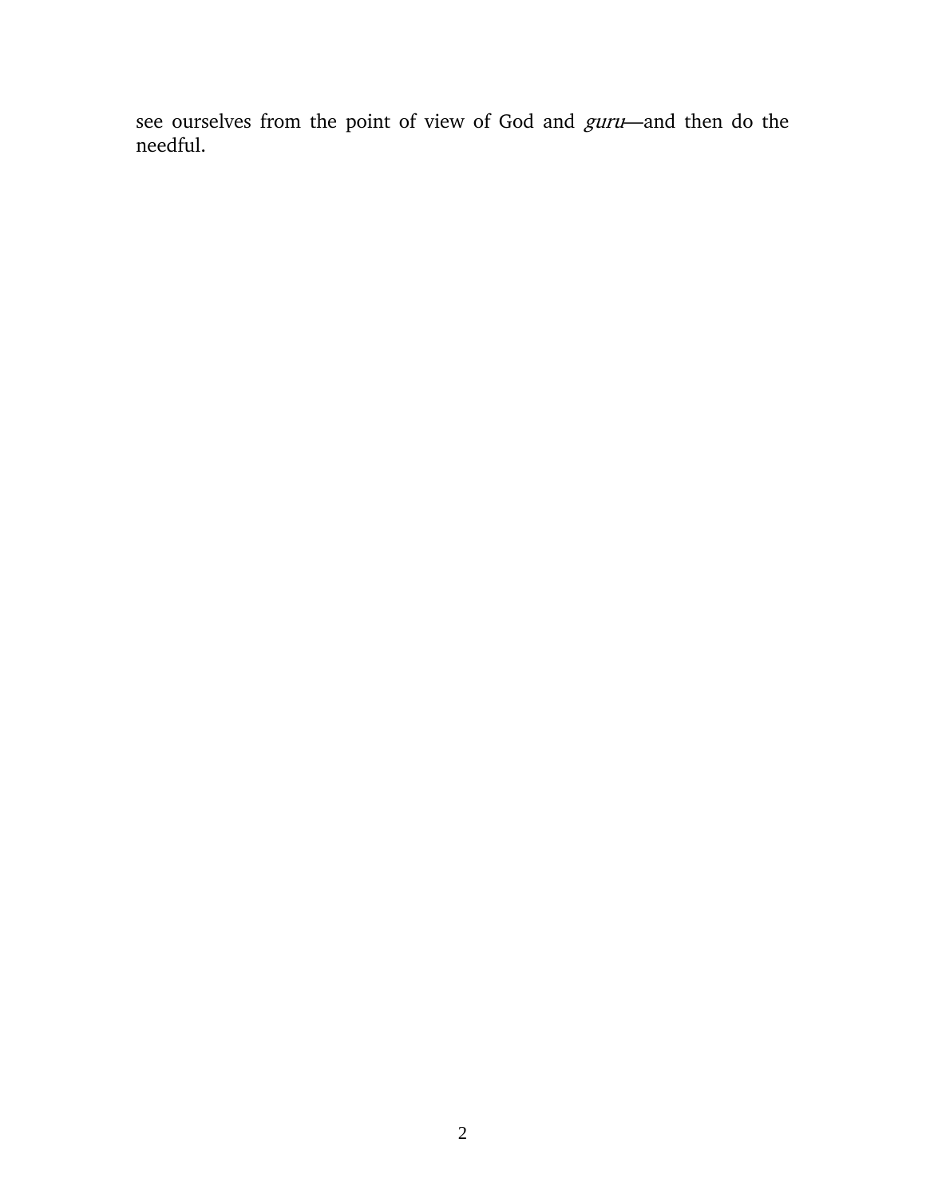see ourselves from the point of view of God and *guru*—and then do the needful.